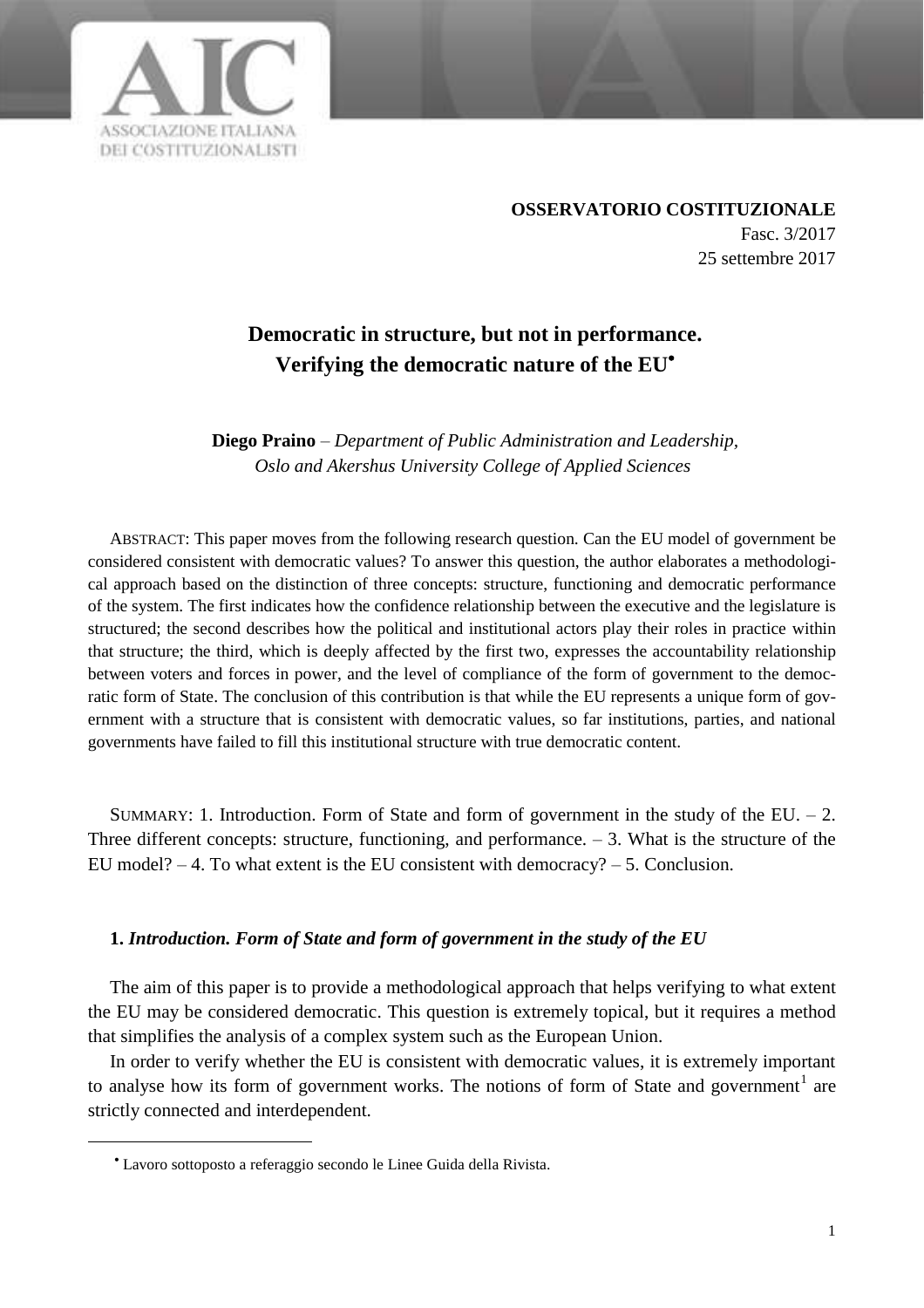**OSSERVATORIO COSTITUZIONALE**
Fasc. 3/2017
25 settembre 2017

# Democratic in structure, but not in performance. Verifying the democratic nature of the EU[•]

**Diego Praino** – *Department of Public Administration and Leadership, Oslo and Akershus University College of Applied Sciences*

ABSTRACT: This paper moves from the following research question. Can the EU model of government be considered consistent with democratic values? To answer this question, the author elaborates a methodological approach based on the distinction of three concepts: structure, functioning and democratic performance of the system. The first indicates how the confidence relationship between the executive and the legislature is structured; the second describes how the political and institutional actors play their roles in practice within that structure; the third, which is deeply affected by the first two, expresses the accountability relationship between voters and forces in power, and the level of compliance of the form of government to the democratic form of State. The conclusion of this contribution is that while the EU represents a unique form of government with a structure that is consistent with democratic values, so far institutions, parties, and national governments have failed to fill this institutional structure with true democratic content.

SUMMARY: 1. Introduction. Form of State and form of government in the study of the EU. – 2. Three different concepts: structure, functioning, and performance. – 3. What is the structure of the EU model? – 4. To what extent is the EU consistent with democracy? – 5. Conclusion.

## 1. *Introduction. Form of State and form of government in the study of the EU*

The aim of this paper is to provide a methodological approach that helps verifying to what extent the EU may be considered democratic. This question is extremely topical, but it requires a method that simplifies the analysis of a complex system such as the European Union.

In order to verify whether the EU is consistent with democratic values, it is extremely important to analyse how its form of government works. The notions of form of State and government[1] are strictly connected and interdependent.

---

[•] Lavoro sottoposto a referaggio secondo le Linee Guida della Rivista.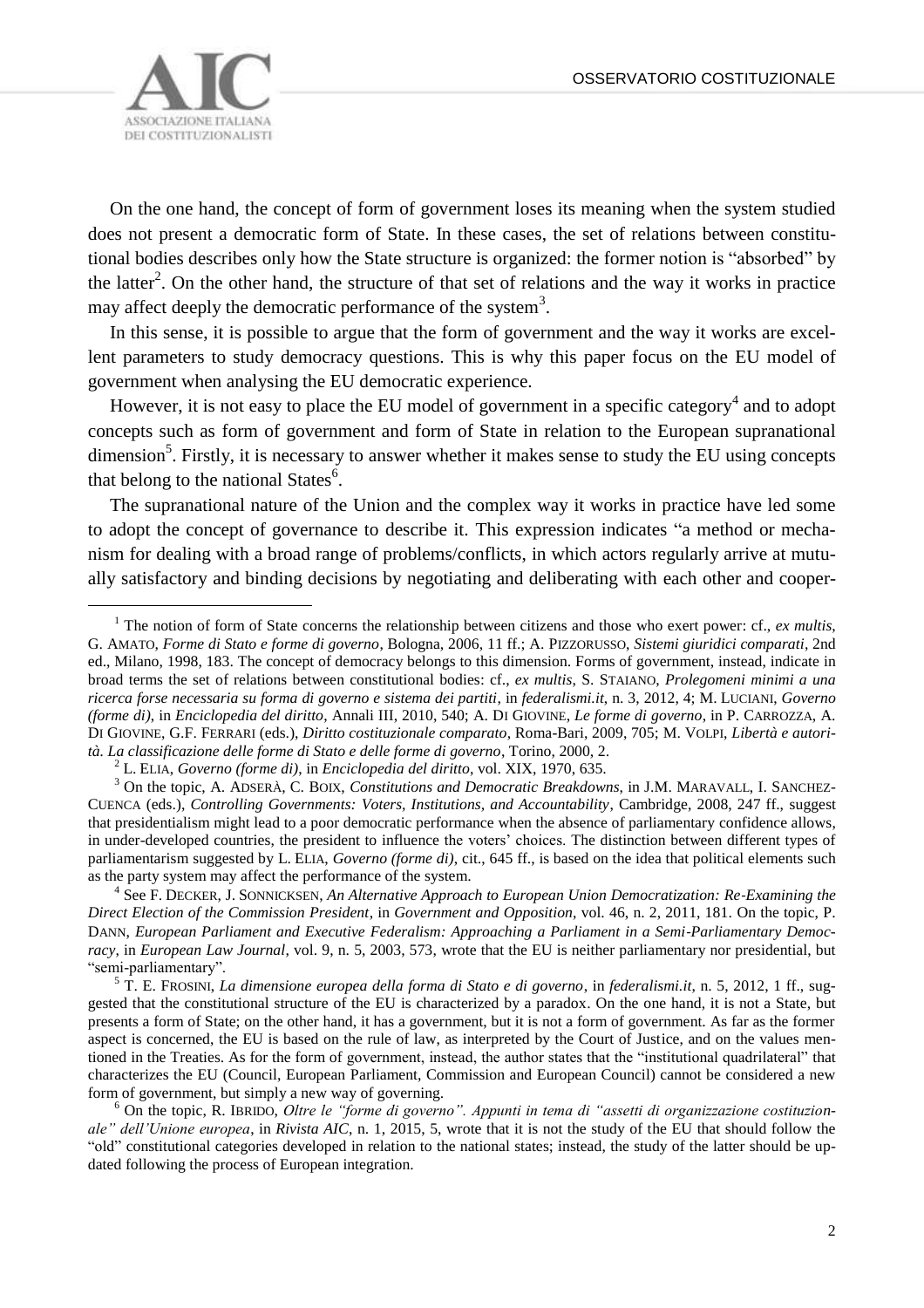On the one hand, the concept of form of government loses its meaning when the system studied does not present a democratic form of State. In these cases, the set of relations between constitutional bodies describes only how the State structure is organized: the former notion is "absorbed" by the latter[2]. On the other hand, the structure of that set of relations and the way it works in practice may affect deeply the democratic performance of the system[3].

In this sense, it is possible to argue that the form of government and the way it works are excellent parameters to study democracy questions. This is why this paper focus on the EU model of government when analysing the EU democratic experience.

However, it is not easy to place the EU model of government in a specific category[4] and to adopt concepts such as form of government and form of State in relation to the European supranational dimension[5]. Firstly, it is necessary to answer whether it makes sense to study the EU using concepts that belong to the national States[6].

The supranational nature of the Union and the complex way it works in practice have led some to adopt the concept of governance to describe it. This expression indicates "a method or mechanism for dealing with a broad range of problems/conflicts, in which actors regularly arrive at mutually satisfactory and binding decisions by negotiating and deliberating with each other and cooper-

---

[1] The notion of form of State concerns the relationship between citizens and those who exert power: cf., *ex multis*, G. AMATO, *Forme di Stato e forme di governo*, Bologna, 2006, 11 ff.; A. PIZZORUSSO, *Sistemi giuridici comparati*, 2nd ed., Milano, 1998, 183. The concept of democracy belongs to this dimension. Forms of government, instead, indicate in broad terms the set of relations between constitutional bodies: cf., *ex multis*, S. STAIANO, *Prolegomeni minimi a una ricerca forse necessaria su forma di governo e sistema dei partiti*, in *federalismi.it*, n. 3, 2012, 4; M. LUCIANI, *Governo (forme di)*, in *Enciclopedia del diritto*, Annali III, 2010, 540; A. DI GIOVINE, *Le forme di governo*, in P. CARROZZA, A. DI GIOVINE, G.F. FERRARI (eds.), *Diritto costituzionale comparato*, Roma-Bari, 2009, 705; M. VOLPI, *Libertà e autorità. La classificazione delle forme di Stato e delle forme di governo*, Torino, 2000, 2.

[2] L. ELIA, *Governo (forme di)*, in *Enciclopedia del diritto*, vol. XIX, 1970, 635.

[3] On the topic, A. ADSERÀ, C. BOIX, *Constitutions and Democratic Breakdowns*, in J.M. MARAVALL, I. SANCHEZ-CUENCA (eds.), *Controlling Governments: Voters, Institutions, and Accountability*, Cambridge, 2008, 247 ff., suggest that presidentialism might lead to a poor democratic performance when the absence of parliamentary confidence allows, in under-developed countries, the president to influence the voters' choices. The distinction between different types of parliamentarism suggested by L. ELIA, *Governo (forme di)*, cit., 645 ff., is based on the idea that political elements such as the party system may affect the performance of the system.

[4] See F. DECKER, J. SONNICKSEN, *An Alternative Approach to European Union Democratization: Re-Examining the Direct Election of the Commission President*, in *Government and Opposition*, vol. 46, n. 2, 2011, 181. On the topic, P. DANN, *European Parliament and Executive Federalism: Approaching a Parliament in a Semi-Parliamentary Democracy*, in *European Law Journal*, vol. 9, n. 5, 2003, 573, wrote that the EU is neither parliamentary nor presidential, but "semi-parliamentary".

[5] T. E. FROSINI, *La dimensione europea della forma di Stato e di governo*, in *federalismi.it*, n. 5, 2012, 1 ff., suggested that the constitutional structure of the EU is characterized by a paradox. On the one hand, it is not a State, but presents a form of State; on the other hand, it has a government, but it is not a form of government. As far as the former aspect is concerned, the EU is based on the rule of law, as interpreted by the Court of Justice, and on the values mentioned in the Treaties. As for the form of government, instead, the author states that the "institutional quadrilateral" that characterizes the EU (Council, European Parliament, Commission and European Council) cannot be considered a new form of government, but simply a new way of governing.

[6] On the topic, R. IBRIDO, *Oltre le "forme di governo". Appunti in tema di "assetti di organizzazione costituzionale" dell'Unione europea*, in *Rivista AIC*, n. 1, 2015, 5, wrote that it is not the study of the EU that should follow the "old" constitutional categories developed in relation to the national states; instead, the study of the latter should be updated following the process of European integration.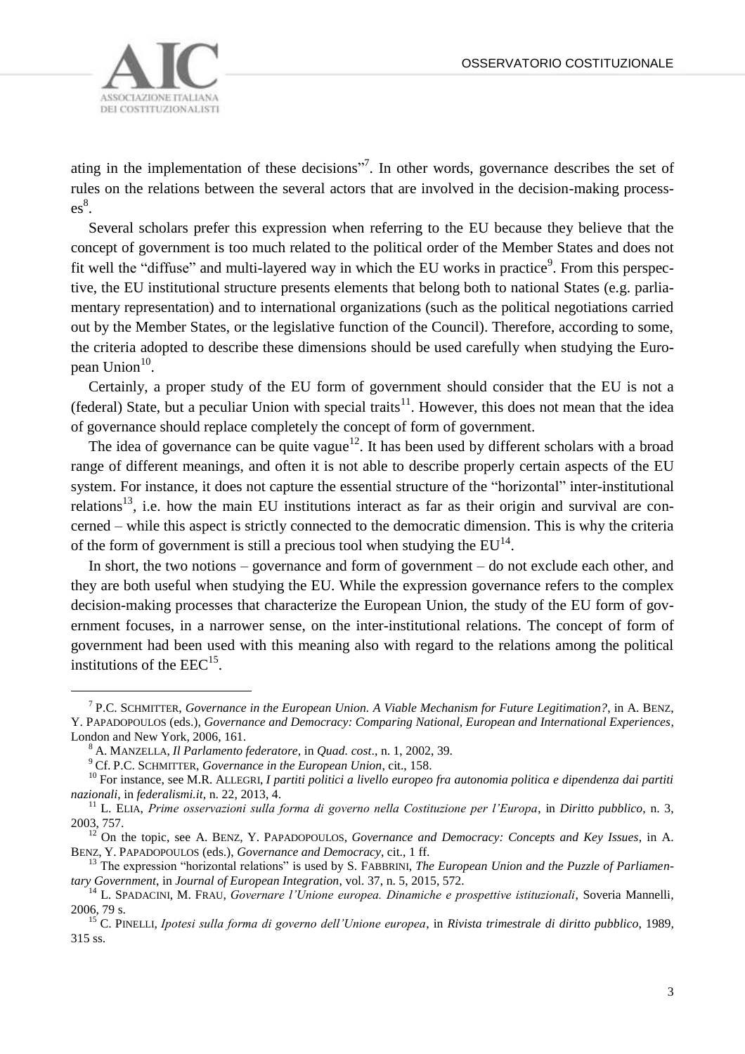ating in the implementation of these decisions"[7]. In other words, governance describes the set of rules on the relations between the several actors that are involved in the decision-making processes[8].

Several scholars prefer this expression when referring to the EU because they believe that the concept of government is too much related to the political order of the Member States and does not fit well the "diffuse" and multi-layered way in which the EU works in practice[9]. From this perspective, the EU institutional structure presents elements that belong both to national States (e.g. parliamentary representation) and to international organizations (such as the political negotiations carried out by the Member States, or the legislative function of the Council). Therefore, according to some, the criteria adopted to describe these dimensions should be used carefully when studying the European Union[10].

Certainly, a proper study of the EU form of government should consider that the EU is not a (federal) State, but a peculiar Union with special traits[11]. However, this does not mean that the idea of governance should replace completely the concept of form of government.

The idea of governance can be quite vague[12]. It has been used by different scholars with a broad range of different meanings, and often it is not able to describe properly certain aspects of the EU system. For instance, it does not capture the essential structure of the "horizontal" inter-institutional relations[13], i.e. how the main EU institutions interact as far as their origin and survival are concerned – while this aspect is strictly connected to the democratic dimension. This is why the criteria of the form of government is still a precious tool when studying the EU[14].

In short, the two notions – governance and form of government – do not exclude each other, and they are both useful when studying the EU. While the expression governance refers to the complex decision-making processes that characterize the European Union, the study of the EU form of government focuses, in a narrower sense, on the inter-institutional relations. The concept of form of government had been used with this meaning also with regard to the relations among the political institutions of the EEC[15].

---

[7] P.C. SCHMITTER, *Governance in the European Union. A Viable Mechanism for Future Legitimation?*, in A. BENZ, Y. PAPADOPOULOS (eds.), *Governance and Democracy: Comparing National, European and International Experiences*, London and New York, 2006, 161.

[8] A. MANZELLA, *Il Parlamento federatore*, in *Quad. cost*., n. 1, 2002, 39.

[9] Cf. P.C. SCHMITTER, *Governance in the European Union*, cit., 158.

[10] For instance, see M.R. ALLEGRI, *I partiti politici a livello europeo fra autonomia politica e dipendenza dai partiti nazionali*, in *federalismi.it*, n. 22, 2013, 4.

[11] L. ELIA, *Prime osservazioni sulla forma di governo nella Costituzione per l'Europa*, in *Diritto pubblico*, n. 3, 2003, 757.

[12] On the topic, see A. BENZ, Y. PAPADOPOULOS, *Governance and Democracy: Concepts and Key Issues*, in A. BENZ, Y. PAPADOPOULOS (eds.), *Governance and Democracy*, cit., 1 ff.

[13] The expression "horizontal relations" is used by S. FABBRINI, *The European Union and the Puzzle of Parliamentary Government*, in *Journal of European Integration*, vol. 37, n. 5, 2015, 572.

[14] L. SPADACINI, M. FRAU, *Governare l'Unione europea. Dinamiche e prospettive istituzionali*, Soveria Mannelli, 2006, 79 s.

[15] C. PINELLI, *Ipotesi sulla forma di governo dell'Unione europea*, in *Rivista trimestrale di diritto pubblico*, 1989, 315 ss.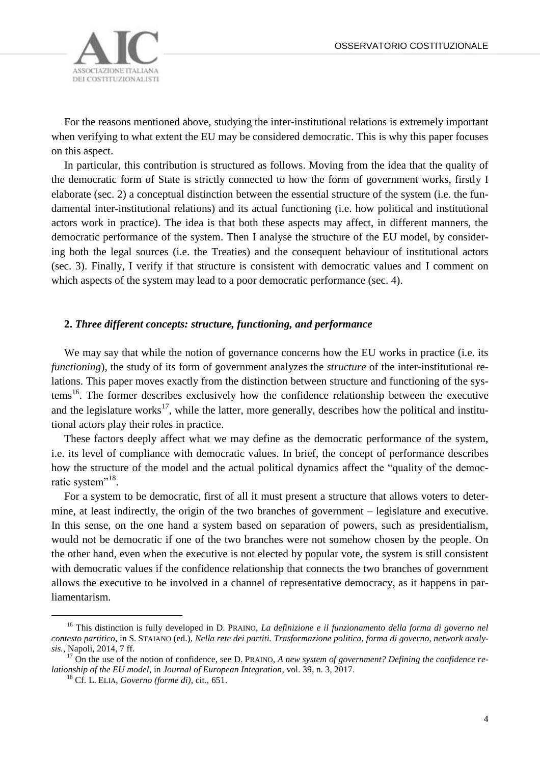For the reasons mentioned above, studying the inter-institutional relations is extremely important when verifying to what extent the EU may be considered democratic. This is why this paper focuses on this aspect.

In particular, this contribution is structured as follows. Moving from the idea that the quality of the democratic form of State is strictly connected to how the form of government works, firstly I elaborate (sec. 2) a conceptual distinction between the essential structure of the system (i.e. the fundamental inter-institutional relations) and its actual functioning (i.e. how political and institutional actors work in practice). The idea is that both these aspects may affect, in different manners, the democratic performance of the system. Then I analyse the structure of the EU model, by considering both the legal sources (i.e. the Treaties) and the consequent behaviour of institutional actors (sec. 3). Finally, I verify if that structure is consistent with democratic values and I comment on which aspects of the system may lead to a poor democratic performance (sec. 4).

## 2. *Three different concepts: structure, functioning, and performance*

We may say that while the notion of governance concerns how the EU works in practice (i.e. its *functioning*), the study of its form of government analyzes the *structure* of the inter-institutional relations. This paper moves exactly from the distinction between structure and functioning of the systems[16]. The former describes exclusively how the confidence relationship between the executive and the legislature works[17], while the latter, more generally, describes how the political and institutional actors play their roles in practice.

These factors deeply affect what we may define as the democratic performance of the system, i.e. its level of compliance with democratic values. In brief, the concept of performance describes how the structure of the model and the actual political dynamics affect the "quality of the democratic system"[18].

For a system to be democratic, first of all it must present a structure that allows voters to determine, at least indirectly, the origin of the two branches of government – legislature and executive. In this sense, on the one hand a system based on separation of powers, such as presidentialism, would not be democratic if one of the two branches were not somehow chosen by the people. On the other hand, even when the executive is not elected by popular vote, the system is still consistent with democratic values if the confidence relationship that connects the two branches of government allows the executive to be involved in a channel of representative democracy, as it happens in parliamentarism.

---

[16] This distinction is fully developed in D. PRAINO, *La definizione e il funzionamento della forma di governo nel contesto partitico*, in S. STAIANO (ed.), *Nella rete dei partiti. Trasformazione politica, forma di governo, network analysis.*, Napoli, 2014, 7 ff.

[17] On the use of the notion of confidence, see D. PRAINO, *A new system of government? Defining the confidence relationship of the EU model*, in *Journal of European Integration*, vol. 39, n. 3, 2017.

[18] Cf. L. ELIA, *Governo (forme di)*, cit., 651.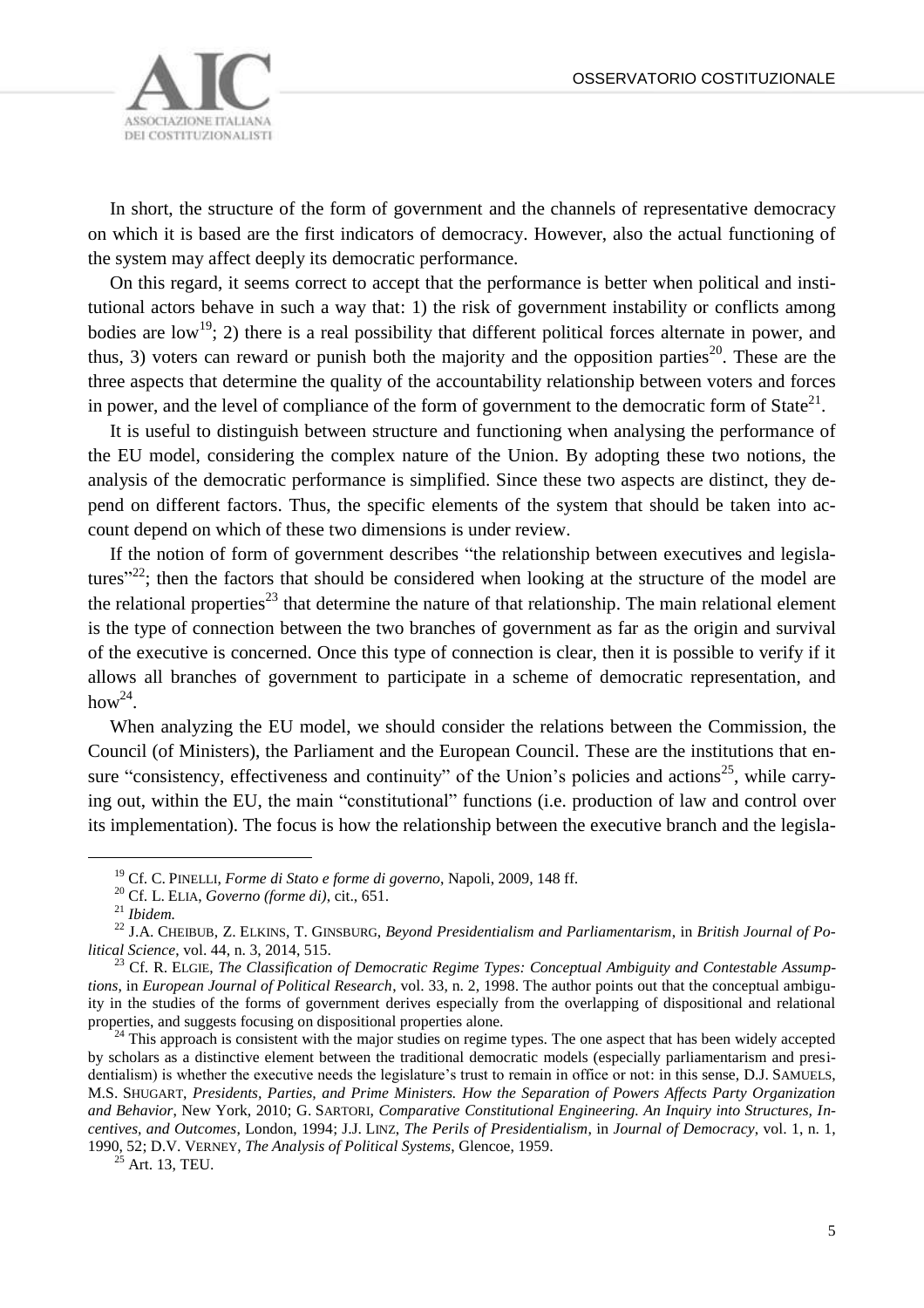In short, the structure of the form of government and the channels of representative democracy on which it is based are the first indicators of democracy. However, also the actual functioning of the system may affect deeply its democratic performance.

On this regard, it seems correct to accept that the performance is better when political and institutional actors behave in such a way that: 1) the risk of government instability or conflicts among bodies are low[19]; 2) there is a real possibility that different political forces alternate in power, and thus, 3) voters can reward or punish both the majority and the opposition parties[20]. These are the three aspects that determine the quality of the accountability relationship between voters and forces in power, and the level of compliance of the form of government to the democratic form of State[21].

It is useful to distinguish between structure and functioning when analysing the performance of the EU model, considering the complex nature of the Union. By adopting these two notions, the analysis of the democratic performance is simplified. Since these two aspects are distinct, they depend on different factors. Thus, the specific elements of the system that should be taken into account depend on which of these two dimensions is under review.

If the notion of form of government describes "the relationship between executives and legislatures"[22]; then the factors that should be considered when looking at the structure of the model are the relational properties[23] that determine the nature of that relationship. The main relational element is the type of connection between the two branches of government as far as the origin and survival of the executive is concerned. Once this type of connection is clear, then it is possible to verify if it allows all branches of government to participate in a scheme of democratic representation, and how[24].

When analyzing the EU model, we should consider the relations between the Commission, the Council (of Ministers), the Parliament and the European Council. These are the institutions that ensure "consistency, effectiveness and continuity" of the Union's policies and actions[25], while carrying out, within the EU, the main "constitutional" functions (i.e. production of law and control over its implementation). The focus is how the relationship between the executive branch and the legisla-

---

[19] Cf. C. PINELLI, *Forme di Stato e forme di governo*, Napoli, 2009, 148 ff.

[20] Cf. L. ELIA, *Governo (forme di)*, cit., 651.

[21] *Ibidem.*

[22] J.A. CHEIBUB, Z. ELKINS, T. GINSBURG, *Beyond Presidentialism and Parliamentarism*, in *British Journal of Political Science*, vol. 44, n. 3, 2014, 515.

[23] Cf. R. ELGIE, *The Classification of Democratic Regime Types: Conceptual Ambiguity and Contestable Assumptions*, in *European Journal of Political Research*, vol. 33, n. 2, 1998. The author points out that the conceptual ambiguity in the studies of the forms of government derives especially from the overlapping of dispositional and relational properties, and suggests focusing on dispositional properties alone.

[24] This approach is consistent with the major studies on regime types. The one aspect that has been widely accepted by scholars as a distinctive element between the traditional democratic models (especially parliamentarism and presidentialism) is whether the executive needs the legislature's trust to remain in office or not: in this sense, D.J. SAMUELS, M.S. SHUGART, *Presidents, Parties, and Prime Ministers. How the Separation of Powers Affects Party Organization and Behavior*, New York, 2010; G. SARTORI, *Comparative Constitutional Engineering. An Inquiry into Structures, Incentives, and Outcomes*, London, 1994; J.J. LINZ, *The Perils of Presidentialism*, in *Journal of Democracy*, vol. 1, n. 1, 1990, 52; D.V. VERNEY, *The Analysis of Political Systems*, Glencoe, 1959.

[25] Art. 13, TEU.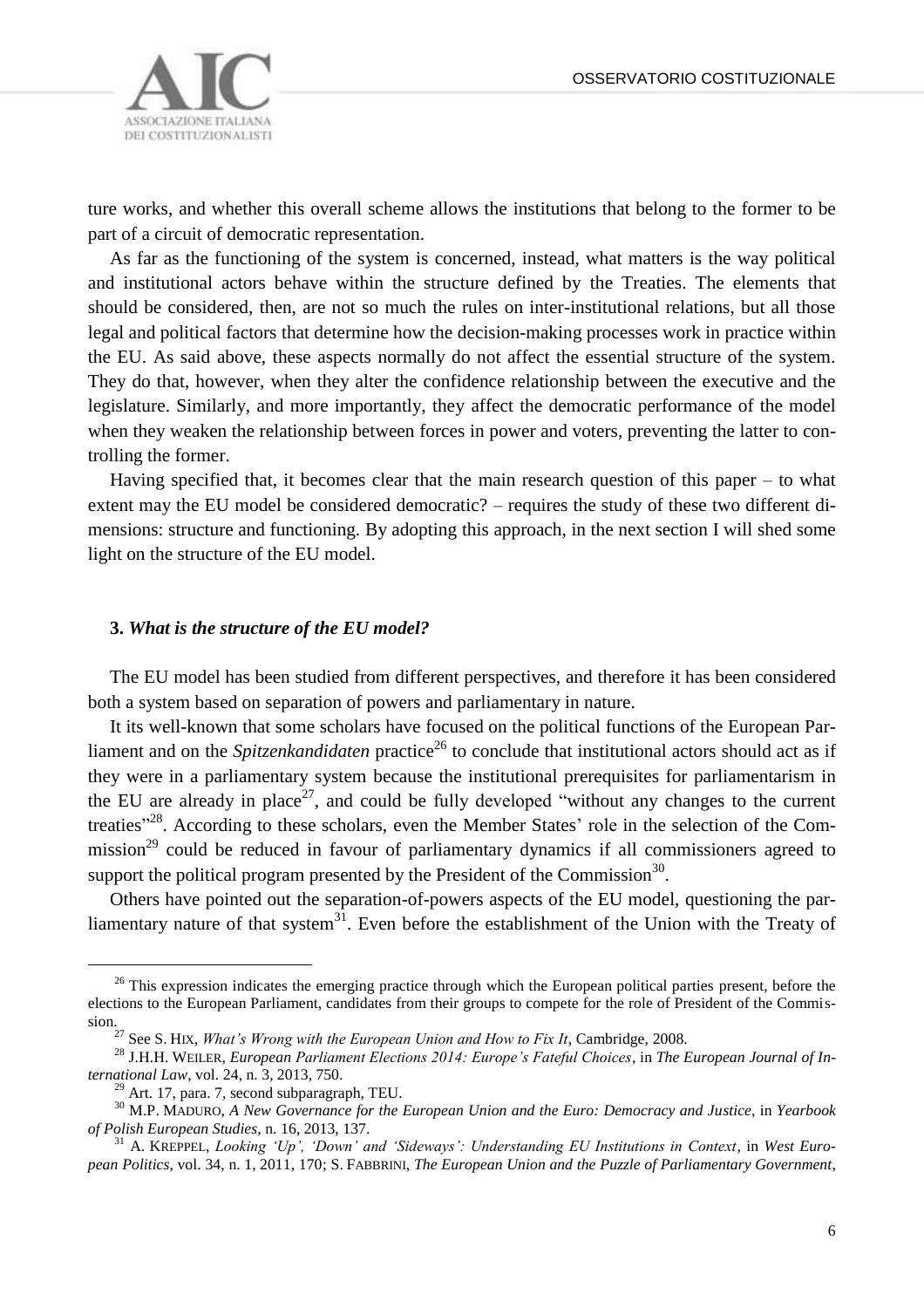ture works, and whether this overall scheme allows the institutions that belong to the former to be part of a circuit of democratic representation.

As far as the functioning of the system is concerned, instead, what matters is the way political and institutional actors behave within the structure defined by the Treaties. The elements that should be considered, then, are not so much the rules on inter-institutional relations, but all those legal and political factors that determine how the decision-making processes work in practice within the EU. As said above, these aspects normally do not affect the essential structure of the system. They do that, however, when they alter the confidence relationship between the executive and the legislature. Similarly, and more importantly, they affect the democratic performance of the model when they weaken the relationship between forces in power and voters, preventing the latter to controlling the former.

Having specified that, it becomes clear that the main research question of this paper – to what extent may the EU model be considered democratic? – requires the study of these two different dimensions: structure and functioning. By adopting this approach, in the next section I will shed some light on the structure of the EU model.

### 3. *What is the structure of the EU model?*

The EU model has been studied from different perspectives, and therefore it has been considered both a system based on separation of powers and parliamentary in nature.

It its well-known that some scholars have focused on the political functions of the European Parliament and on the *Spitzenkandidaten* practice[26] to conclude that institutional actors should act as if they were in a parliamentary system because the institutional prerequisites for parliamentarism in the EU are already in place[27], and could be fully developed "without any changes to the current treaties"[28]. According to these scholars, even the Member States' role in the selection of the Commission[29] could be reduced in favour of parliamentary dynamics if all commissioners agreed to support the political program presented by the President of the Commission[30].

Others have pointed out the separation-of-powers aspects of the EU model, questioning the parliamentary nature of that system[31]. Even before the establishment of the Union with the Treaty of

---

[26] This expression indicates the emerging practice through which the European political parties present, before the elections to the European Parliament, candidates from their groups to compete for the role of President of the Commission.

[27] See S. HIX, *What's Wrong with the European Union and How to Fix It*, Cambridge, 2008.

[28] J.H.H. WEILER, *European Parliament Elections 2014: Europe's Fateful Choices*, in *The European Journal of International Law*, vol. 24, n. 3, 2013, 750.

[29] Art. 17, para. 7, second subparagraph, TEU.

[30] M.P. MADURO, *A New Governance for the European Union and the Euro: Democracy and Justice*, in *Yearbook of Polish European Studies*, n. 16, 2013, 137.

[31] A. KREPPEL, *Looking 'Up', 'Down' and 'Sideways': Understanding EU Institutions in Context*, in *West European Politics*, vol. 34, n. 1, 2011, 170; S. FABBRINI, *The European Union and the Puzzle of Parliamentary Government*,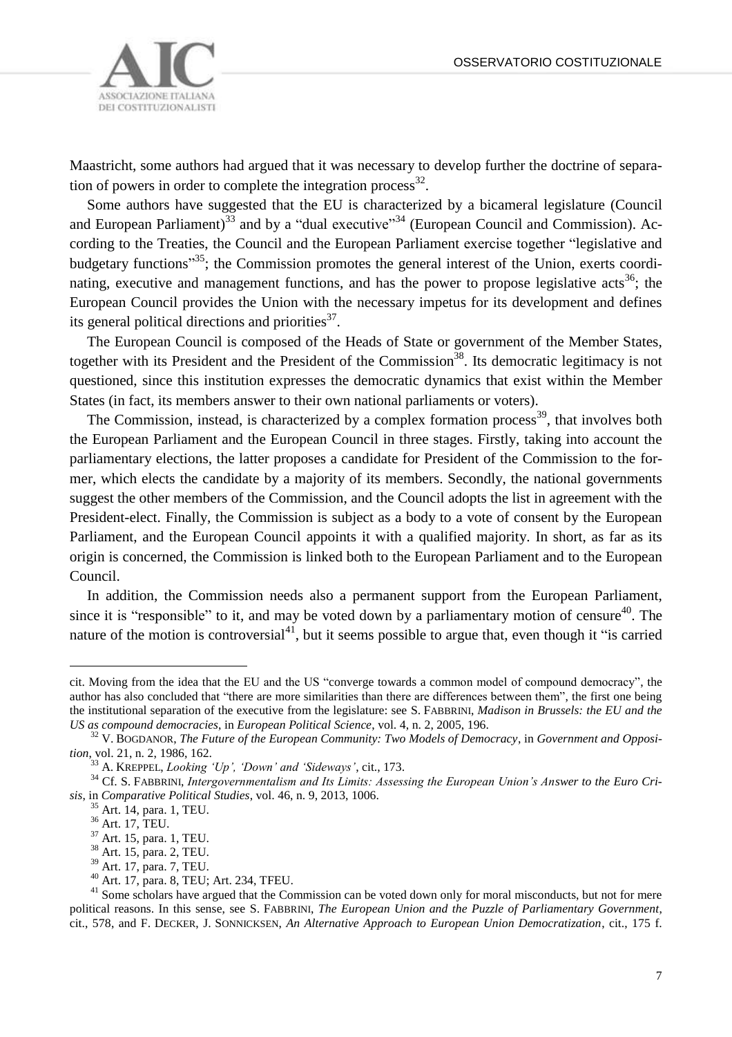Maastricht, some authors had argued that it was necessary to develop further the doctrine of separation of powers in order to complete the integration process[32].

Some authors have suggested that the EU is characterized by a bicameral legislature (Council and European Parliament)[33] and by a "dual executive"[34] (European Council and Commission). According to the Treaties, the Council and the European Parliament exercise together "legislative and budgetary functions"[35]; the Commission promotes the general interest of the Union, exerts coordinating, executive and management functions, and has the power to propose legislative acts[36]; the European Council provides the Union with the necessary impetus for its development and defines its general political directions and priorities[37].

The European Council is composed of the Heads of State or government of the Member States, together with its President and the President of the Commission[38]. Its democratic legitimacy is not questioned, since this institution expresses the democratic dynamics that exist within the Member States (in fact, its members answer to their own national parliaments or voters).

The Commission, instead, is characterized by a complex formation process[39], that involves both the European Parliament and the European Council in three stages. Firstly, taking into account the parliamentary elections, the latter proposes a candidate for President of the Commission to the former, which elects the candidate by a majority of its members. Secondly, the national governments suggest the other members of the Commission, and the Council adopts the list in agreement with the President-elect. Finally, the Commission is subject as a body to a vote of consent by the European Parliament, and the European Council appoints it with a qualified majority. In short, as far as its origin is concerned, the Commission is linked both to the European Parliament and to the European Council.

In addition, the Commission needs also a permanent support from the European Parliament, since it is "responsible" to it, and may be voted down by a parliamentary motion of censure[40]. The nature of the motion is controversial[41], but it seems possible to argue that, even though it "is carried

---

cit. Moving from the idea that the EU and the US "converge towards a common model of compound democracy", the author has also concluded that "there are more similarities than there are differences between them", the first one being the institutional separation of the executive from the legislature: see S. FABBRINI, *Madison in Brussels: the EU and the US as compound democracies*, in *European Political Science*, vol. 4, n. 2, 2005, 196.

[32] V. BOGDANOR, *The Future of the European Community: Two Models of Democracy*, in *Government and Opposition*, vol. 21, n. 2, 1986, 162.

[33] A. KREPPEL, *Looking 'Up', 'Down' and 'Sideways'*, cit., 173.

[34] Cf. S. FABBRINI, *Intergovernmentalism and Its Limits: Assessing the European Union's Answer to the Euro Crisis*, in *Comparative Political Studies*, vol. 46, n. 9, 2013, 1006.

[35] Art. 14, para. 1, TEU.

[36] Art. 17, TEU.

[37] Art. 15, para. 1, TEU.

[38] Art. 15, para. 2, TEU.

[39] Art. 17, para. 7, TEU.

[40] Art. 17, para. 8, TEU; Art. 234, TFEU.

[41] Some scholars have argued that the Commission can be voted down only for moral misconducts, but not for mere political reasons. In this sense, see S. FABBRINI, *The European Union and the Puzzle of Parliamentary Government*, cit., 578, and F. DECKER, J. SONNICKSEN, *An Alternative Approach to European Union Democratization*, cit., 175 f.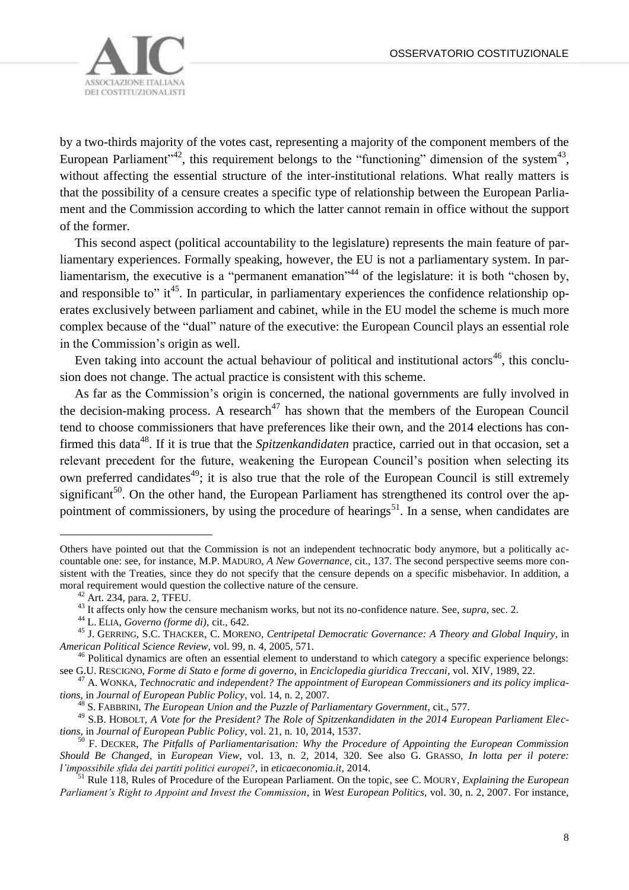by a two-thirds majority of the votes cast, representing a majority of the component members of the European Parliament"[42], this requirement belongs to the "functioning" dimension of the system[43], without affecting the essential structure of the inter-institutional relations. What really matters is that the possibility of a censure creates a specific type of relationship between the European Parliament and the Commission according to which the latter cannot remain in office without the support of the former.

This second aspect (political accountability to the legislature) represents the main feature of parliamentary experiences. Formally speaking, however, the EU is not a parliamentary system. In parliamentarism, the executive is a "permanent emanation"[44] of the legislature: it is both "chosen by, and responsible to" it[45]. In particular, in parliamentary experiences the confidence relationship operates exclusively between parliament and cabinet, while in the EU model the scheme is much more complex because of the "dual" nature of the executive: the European Council plays an essential role in the Commission's origin as well.

Even taking into account the actual behaviour of political and institutional actors[46], this conclusion does not change. The actual practice is consistent with this scheme.

As far as the Commission's origin is concerned, the national governments are fully involved in the decision-making process. A research[47] has shown that the members of the European Council tend to choose commissioners that have preferences like their own, and the 2014 elections has confirmed this data[48]. If it is true that the *Spitzenkandidaten* practice, carried out in that occasion, set a relevant precedent for the future, weakening the European Council's position when selecting its own preferred candidates[49]; it is also true that the role of the European Council is still extremely significant[50]. On the other hand, the European Parliament has strengthened its control over the appointment of commissioners, by using the procedure of hearings[51]. In a sense, when candidates are

---

Others have pointed out that the Commission is not an independent technocratic body anymore, but a politically accountable one: see, for instance, M.P. MADURO, *A New Governance*, cit., 137. The second perspective seems more consistent with the Treaties, since they do not specify that the censure depends on a specific misbehavior. In addition, a moral requirement would question the collective nature of the censure.

[42] Art. 234, para. 2, TFEU.

[43] It affects only how the censure mechanism works, but not its no-confidence nature. See, *supra*, sec. 2.

[44] L. ELIA, *Governo (forme di)*, cit., 642.

[45] J. GERRING, S.C. THACKER, C. MORENO, *Centripetal Democratic Governance: A Theory and Global Inquiry*, in *American Political Science Review*, vol. 99, n. 4, 2005, 571.

[46] Political dynamics are often an essential element to understand to which category a specific experience belongs: see G.U. RESCIGNO, *Forme di Stato e forme di governo*, in *Enciclopedia giuridica Treccani*, vol. XIV, 1989, 22.

[47] A. WONKA, *Technocratic and independent? The appointment of European Commissioners and its policy implications*, in *Journal of European Public Policy*, vol. 14, n. 2, 2007.

[48] S. FABBRINI, *The European Union and the Puzzle of Parliamentary Government*, cit., 577.

[49] S.B. HOBOLT, *A Vote for the President? The Role of Spitzenkandidaten in the 2014 European Parliament Elections*, in *Journal of European Public Policy*, vol. 21, n. 10, 2014, 1537.

[50] F. DECKER, *The Pitfalls of Parliamentarisation: Why the Procedure of Appointing the European Commission Should Be Changed*, in *European View*, vol. 13, n. 2, 2014, 320. See also G. GRASSO, *In lotta per il potere: l'impossibile sfida dei partiti politici europei?*, in *eticaeconomia.it*, 2014.

[51] Rule 118, Rules of Procedure of the European Parliament. On the topic, see C. MOURY, *Explaining the European Parliament's Right to Appoint and Invest the Commission*, in *West European Politics*, vol. 30, n. 2, 2007. For instance,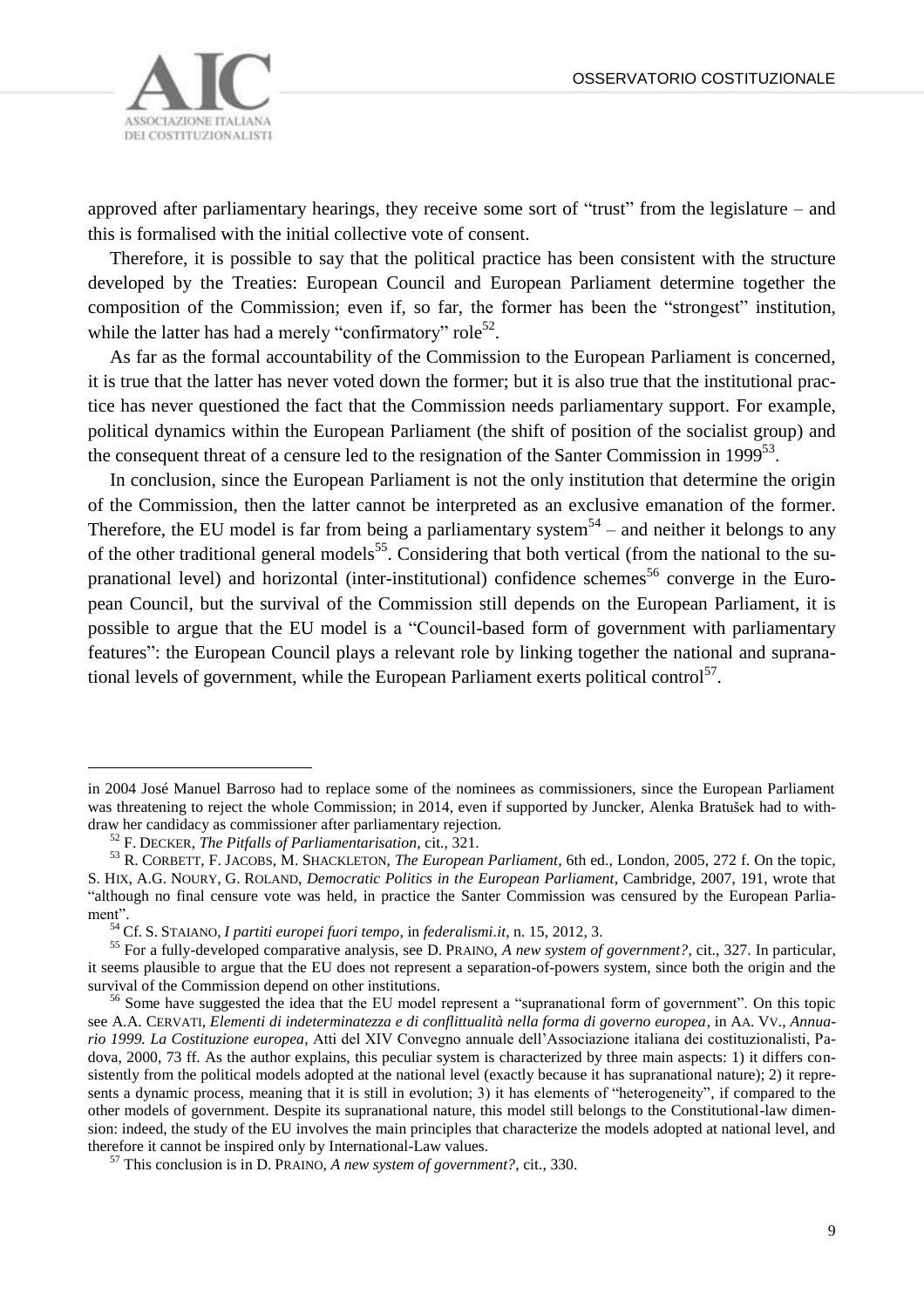approved after parliamentary hearings, they receive some sort of "trust" from the legislature – and this is formalised with the initial collective vote of consent.

Therefore, it is possible to say that the political practice has been consistent with the structure developed by the Treaties: European Council and European Parliament determine together the composition of the Commission; even if, so far, the former has been the "strongest" institution, while the latter has had a merely "confirmatory" role[52].

As far as the formal accountability of the Commission to the European Parliament is concerned, it is true that the latter has never voted down the former; but it is also true that the institutional practice has never questioned the fact that the Commission needs parliamentary support. For example, political dynamics within the European Parliament (the shift of position of the socialist group) and the consequent threat of a censure led to the resignation of the Santer Commission in 1999[53].

In conclusion, since the European Parliament is not the only institution that determine the origin of the Commission, then the latter cannot be interpreted as an exclusive emanation of the former. Therefore, the EU model is far from being a parliamentary system[54] – and neither it belongs to any of the other traditional general models[55]. Considering that both vertical (from the national to the supranational level) and horizontal (inter-institutional) confidence schemes[56] converge in the European Council, but the survival of the Commission still depends on the European Parliament, it is possible to argue that the EU model is a "Council-based form of government with parliamentary features": the European Council plays a relevant role by linking together the national and supranational levels of government, while the European Parliament exerts political control[57].

---

in 2004 José Manuel Barroso had to replace some of the nominees as commissioners, since the European Parliament was threatening to reject the whole Commission; in 2014, even if supported by Juncker, Alenka Bratušek had to withdraw her candidacy as commissioner after parliamentary rejection.

[52] F. DECKER, *The Pitfalls of Parliamentarisation*, cit., 321.

[53] R. CORBETT, F. JACOBS, M. SHACKLETON, *The European Parliament*, 6th ed., London, 2005, 272 f. On the topic, S. HIX, A.G. NOURY, G. ROLAND, *Democratic Politics in the European Parliament*, Cambridge, 2007, 191, wrote that "although no final censure vote was held, in practice the Santer Commission was censured by the European Parliament".

[54] Cf. S. STAIANO, *I partiti europei fuori tempo*, in *federalismi.it*, n. 15, 2012, 3.

[55] For a fully-developed comparative analysis, see D. PRAINO, *A new system of government?*, cit., 327. In particular, it seems plausible to argue that the EU does not represent a separation-of-powers system, since both the origin and the survival of the Commission depend on other institutions.

[56] Some have suggested the idea that the EU model represent a "supranational form of government". On this topic see A.A. CERVATI, *Elementi di indeterminatezza e di conflittualità nella forma di governo europea*, in AA. VV., *Annuario 1999. La Costituzione europea*, Atti del XIV Convegno annuale dell'Associazione italiana dei costituzionalisti, Padova, 2000, 73 ff. As the author explains, this peculiar system is characterized by three main aspects: 1) it differs consistently from the political models adopted at the national level (exactly because it has supranational nature); 2) it represents a dynamic process, meaning that it is still in evolution; 3) it has elements of "heterogeneity", if compared to the other models of government. Despite its supranational nature, this model still belongs to the Constitutional-law dimension: indeed, the study of the EU involves the main principles that characterize the models adopted at national level, and therefore it cannot be inspired only by International-Law values.

[57] This conclusion is in D. PRAINO, *A new system of government?*, cit., 330.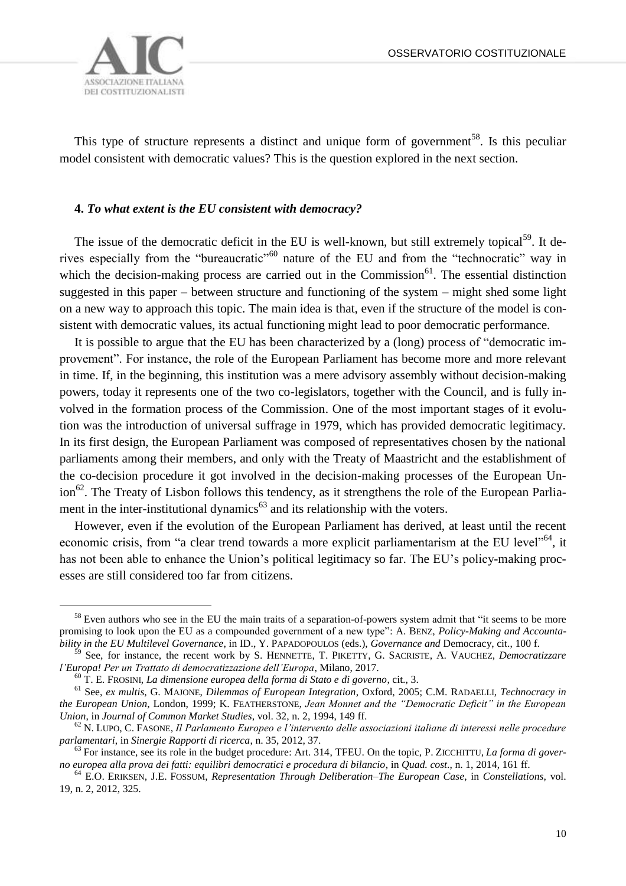This type of structure represents a distinct and unique form of government[58]. Is this peculiar model consistent with democratic values? This is the question explored in the next section.

### 4. *To what extent is the EU consistent with democracy?*

The issue of the democratic deficit in the EU is well-known, but still extremely topical[59]. It derives especially from the "bureaucratic"[60] nature of the EU and from the "technocratic" way in which the decision-making process are carried out in the Commission[61]. The essential distinction suggested in this paper – between structure and functioning of the system – might shed some light on a new way to approach this topic. The main idea is that, even if the structure of the model is consistent with democratic values, its actual functioning might lead to poor democratic performance.

It is possible to argue that the EU has been characterized by a (long) process of "democratic improvement". For instance, the role of the European Parliament has become more and more relevant in time. If, in the beginning, this institution was a mere advisory assembly without decision-making powers, today it represents one of the two co-legislators, together with the Council, and is fully involved in the formation process of the Commission. One of the most important stages of it evolution was the introduction of universal suffrage in 1979, which has provided democratic legitimacy. In its first design, the European Parliament was composed of representatives chosen by the national parliaments among their members, and only with the Treaty of Maastricht and the establishment of the co-decision procedure it got involved in the decision-making processes of the European Union[62]. The Treaty of Lisbon follows this tendency, as it strengthens the role of the European Parliament in the inter-institutional dynamics[63] and its relationship with the voters.

However, even if the evolution of the European Parliament has derived, at least until the recent economic crisis, from "a clear trend towards a more explicit parliamentarism at the EU level"[64], it has not been able to enhance the Union's political legitimacy so far. The EU's policy-making processes are still considered too far from citizens.

---

[58] Even authors who see in the EU the main traits of a separation-of-powers system admit that "it seems to be more promising to look upon the EU as a compounded government of a new type": A. BENZ, *Policy-Making and Accountability in the EU Multilevel Governance*, in ID., Y. PAPADOPOULOS (eds.), *Governance and* Democracy, cit., 100 f.

[59] See, for instance, the recent work by S. HENNETTE, T. PIKETTY, G. SACRISTE, A. VAUCHEZ, *Democratizzare l'Europa! Per un Trattato di democratizzazione dell'Europa*, Milano, 2017.

[60] T. E. FROSINI, *La dimensione europea della forma di Stato e di governo*, cit., 3.

[61] See, *ex multis*, G. MAJONE, *Dilemmas of European Integration*, Oxford, 2005; C.M. RADAELLI, *Technocracy in the European Union*, London, 1999; K. FEATHERSTONE, *Jean Monnet and the "Democratic Deficit" in the European Union*, in *Journal of Common Market Studies*, vol. 32, n. 2, 1994, 149 ff.

[62] N. LUPO, C. FASONE, *Il Parlamento Europeo e l'intervento delle associazioni italiane di interessi nelle procedure parlamentari*, in *Sinergie Rapporti di ricerca*, n. 35, 2012, 37.

[63] For instance, see its role in the budget procedure: Art. 314, TFEU. On the topic, P. ZICCHITTU, *La forma di governo europea alla prova dei fatti: equilibri democratici e procedura di bilancio*, in *Quad. cost.*, n. 1, 2014, 161 ff.

[64] E.O. ERIKSEN, J.E. FOSSUM, *Representation Through Deliberation–The European Case*, in *Constellations*, vol. 19, n. 2, 2012, 325.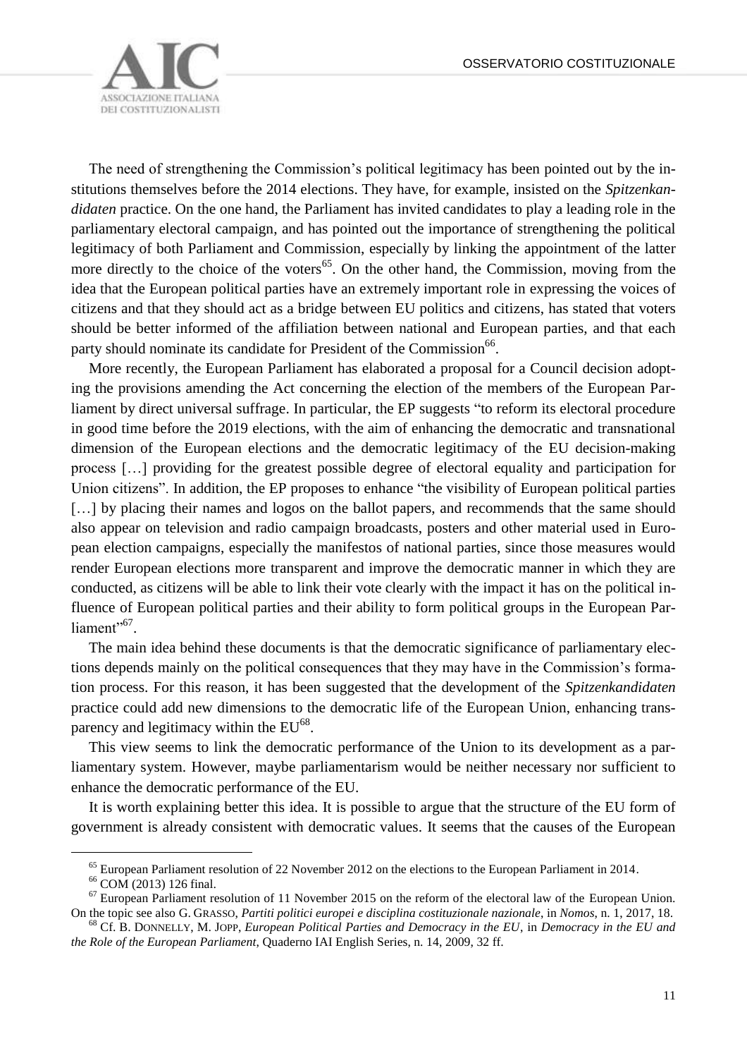The need of strengthening the Commission's political legitimacy has been pointed out by the institutions themselves before the 2014 elections. They have, for example, insisted on the *Spitzenkandidaten* practice. On the one hand, the Parliament has invited candidates to play a leading role in the parliamentary electoral campaign, and has pointed out the importance of strengthening the political legitimacy of both Parliament and Commission, especially by linking the appointment of the latter more directly to the choice of the voters[65]. On the other hand, the Commission, moving from the idea that the European political parties have an extremely important role in expressing the voices of citizens and that they should act as a bridge between EU politics and citizens, has stated that voters should be better informed of the affiliation between national and European parties, and that each party should nominate its candidate for President of the Commission[66].

More recently, the European Parliament has elaborated a proposal for a Council decision adopting the provisions amending the Act concerning the election of the members of the European Parliament by direct universal suffrage. In particular, the EP suggests "to reform its electoral procedure in good time before the 2019 elections, with the aim of enhancing the democratic and transnational dimension of the European elections and the democratic legitimacy of the EU decision-making process […] providing for the greatest possible degree of electoral equality and participation for Union citizens". In addition, the EP proposes to enhance "the visibility of European political parties […] by placing their names and logos on the ballot papers, and recommends that the same should also appear on television and radio campaign broadcasts, posters and other material used in European election campaigns, especially the manifestos of national parties, since those measures would render European elections more transparent and improve the democratic manner in which they are conducted, as citizens will be able to link their vote clearly with the impact it has on the political influence of European political parties and their ability to form political groups in the European Parliament"[67].

The main idea behind these documents is that the democratic significance of parliamentary elections depends mainly on the political consequences that they may have in the Commission's formation process. For this reason, it has been suggested that the development of the *Spitzenkandidaten* practice could add new dimensions to the democratic life of the European Union, enhancing transparency and legitimacy within the EU[68].

This view seems to link the democratic performance of the Union to its development as a parliamentary system. However, maybe parliamentarism would be neither necessary nor sufficient to enhance the democratic performance of the EU.

It is worth explaining better this idea. It is possible to argue that the structure of the EU form of government is already consistent with democratic values. It seems that the causes of the European

---

[65] European Parliament resolution of 22 November 2012 on the elections to the European Parliament in 2014.

[66] COM (2013) 126 final.

[67] European Parliament resolution of 11 November 2015 on the reform of the electoral law of the European Union. On the topic see also G. GRASSO, *Partiti politici europei e disciplina costituzionale nazionale*, in *Nomos*, n. 1, 2017, 18.

[68] Cf. B. DONNELLY, M. JOPP, *European Political Parties and Democracy in the EU*, in *Democracy in the EU and the Role of the European Parliament*, Quaderno IAI English Series, n. 14, 2009, 32 ff.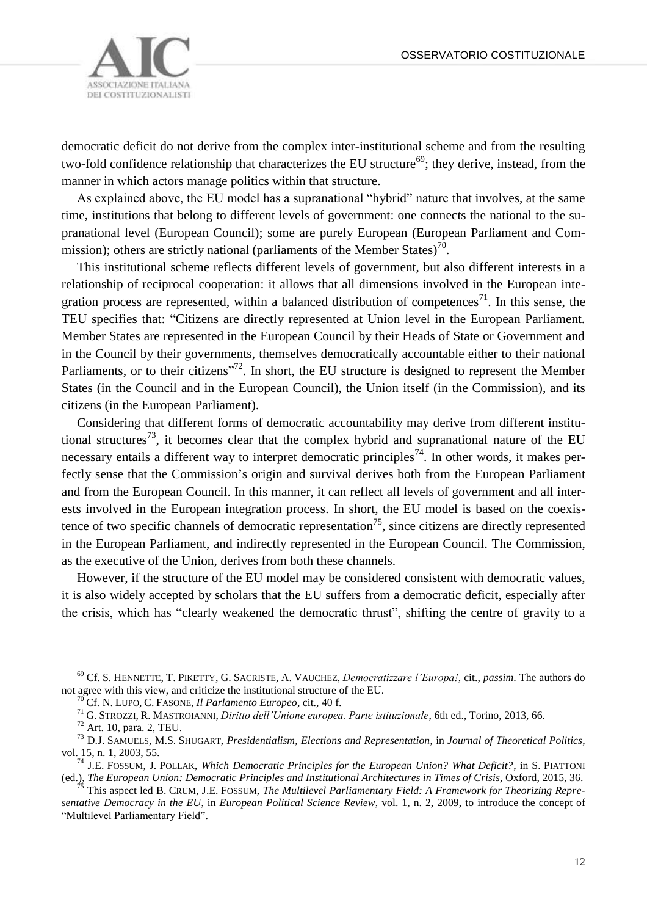democratic deficit do not derive from the complex inter-institutional scheme and from the resulting two-fold confidence relationship that characterizes the EU structure[69]; they derive, instead, from the manner in which actors manage politics within that structure.

As explained above, the EU model has a supranational "hybrid" nature that involves, at the same time, institutions that belong to different levels of government: one connects the national to the supranational level (European Council); some are purely European (European Parliament and Commission); others are strictly national (parliaments of the Member States)[70].

This institutional scheme reflects different levels of government, but also different interests in a relationship of reciprocal cooperation: it allows that all dimensions involved in the European integration process are represented, within a balanced distribution of competences[71]. In this sense, the TEU specifies that: "Citizens are directly represented at Union level in the European Parliament. Member States are represented in the European Council by their Heads of State or Government and in the Council by their governments, themselves democratically accountable either to their national Parliaments, or to their citizens"[72]. In short, the EU structure is designed to represent the Member States (in the Council and in the European Council), the Union itself (in the Commission), and its citizens (in the European Parliament).

Considering that different forms of democratic accountability may derive from different institutional structures[73], it becomes clear that the complex hybrid and supranational nature of the EU necessary entails a different way to interpret democratic principles[74]. In other words, it makes perfectly sense that the Commission's origin and survival derives both from the European Parliament and from the European Council. In this manner, it can reflect all levels of government and all interests involved in the European integration process. In short, the EU model is based on the coexistence of two specific channels of democratic representation[75], since citizens are directly represented in the European Parliament, and indirectly represented in the European Council. The Commission, as the executive of the Union, derives from both these channels.

However, if the structure of the EU model may be considered consistent with democratic values, it is also widely accepted by scholars that the EU suffers from a democratic deficit, especially after the crisis, which has "clearly weakened the democratic thrust", shifting the centre of gravity to a

---

[69] Cf. S. HENNETTE, T. PIKETTY, G. SACRISTE, A. VAUCHEZ, *Democratizzare l'Europa!*, cit., *passim*. The authors do not agree with this view, and criticize the institutional structure of the EU.

[70] Cf. N. LUPO, C. FASONE, *Il Parlamento Europeo*, cit., 40 f.

[71] G. STROZZI, R. MASTROIANNI, *Diritto dell'Unione europea. Parte istituzionale*, 6th ed., Torino, 2013, 66.

[72] Art. 10, para. 2, TEU.

[73] D.J. SAMUELS, M.S. SHUGART, *Presidentialism, Elections and Representation*, in *Journal of Theoretical Politics*, vol. 15, n. 1, 2003, 55.

[74] J.E. FOSSUM, J. POLLAK, *Which Democratic Principles for the European Union? What Deficit?*, in S. PIATTONI (ed.), *The European Union: Democratic Principles and Institutional Architectures in Times of Crisis*, Oxford, 2015, 36.

[75] This aspect led B. CRUM, J.E. FOSSUM, *The Multilevel Parliamentary Field: A Framework for Theorizing Representative Democracy in the EU*, in *European Political Science Review*, vol. 1, n. 2, 2009, to introduce the concept of "Multilevel Parliamentary Field".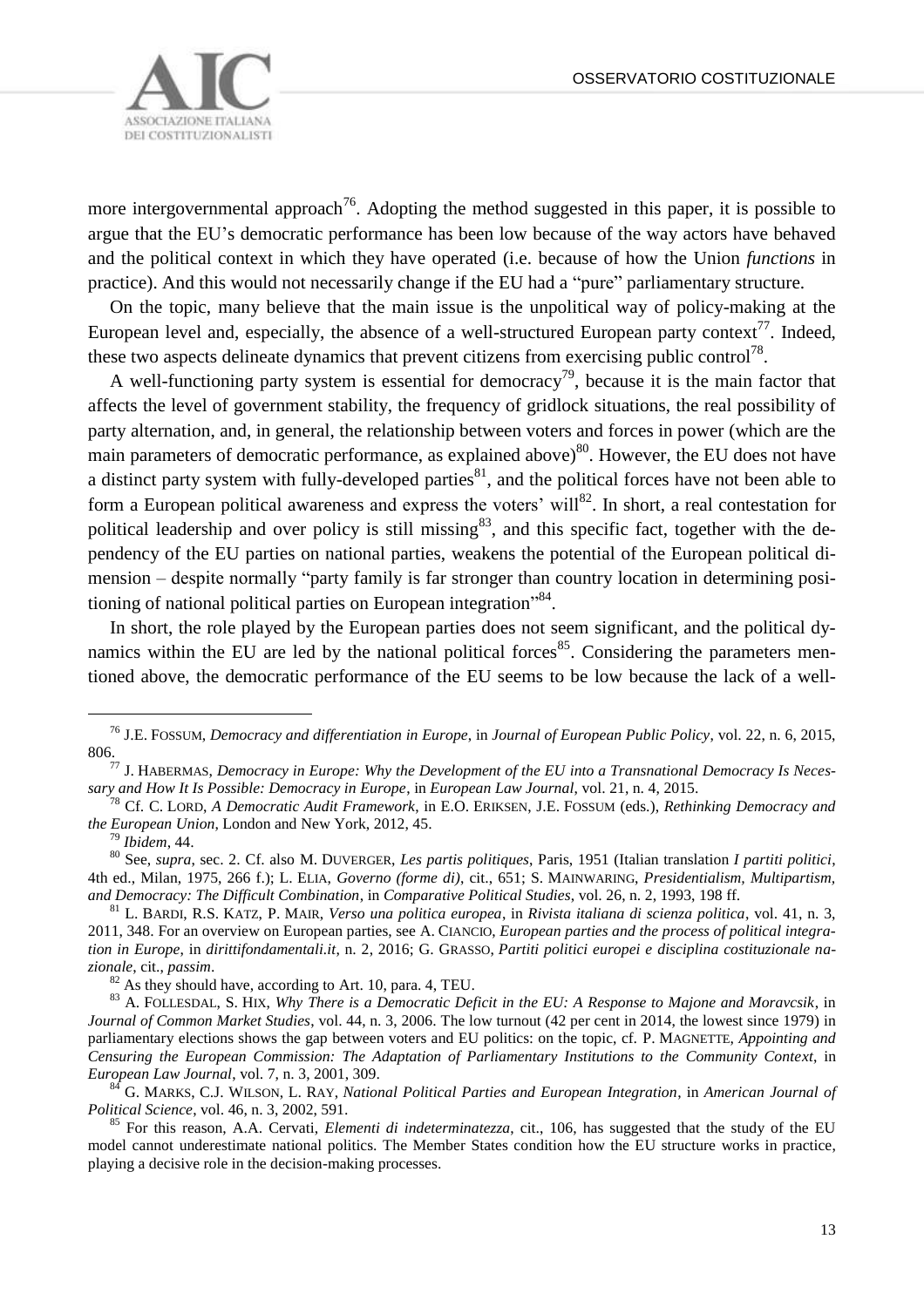more intergovernmental approach[76]. Adopting the method suggested in this paper, it is possible to argue that the EU's democratic performance has been low because of the way actors have behaved and the political context in which they have operated (i.e. because of how the Union *functions* in practice). And this would not necessarily change if the EU had a "pure" parliamentary structure.

On the topic, many believe that the main issue is the unpolitical way of policy-making at the European level and, especially, the absence of a well-structured European party context[77]. Indeed, these two aspects delineate dynamics that prevent citizens from exercising public control[78].

A well-functioning party system is essential for democracy[79], because it is the main factor that affects the level of government stability, the frequency of gridlock situations, the real possibility of party alternation, and, in general, the relationship between voters and forces in power (which are the main parameters of democratic performance, as explained above)[80]. However, the EU does not have a distinct party system with fully-developed parties[81], and the political forces have not been able to form a European political awareness and express the voters' will[82]. In short, a real contestation for political leadership and over policy is still missing[83], and this specific fact, together with the dependency of the EU parties on national parties, weakens the potential of the European political dimension – despite normally "party family is far stronger than country location in determining positioning of national political parties on European integration"[84].

In short, the role played by the European parties does not seem significant, and the political dynamics within the EU are led by the national political forces[85]. Considering the parameters mentioned above, the democratic performance of the EU seems to be low because the lack of a well-

---

[76] J.E. FOSSUM, *Democracy and differentiation in Europe*, in *Journal of European Public Policy*, vol. 22, n. 6, 2015, 806.

[77] J. HABERMAS, *Democracy in Europe: Why the Development of the EU into a Transnational Democracy Is Necessary and How It Is Possible: Democracy in Europe*, in *European Law Journal*, vol. 21, n. 4, 2015.

[78] Cf. C. LORD, *A Democratic Audit Framework*, in E.O. ERIKSEN, J.E. FOSSUM (eds.), *Rethinking Democracy and the European Union*, London and New York, 2012, 45.

[79] *Ibidem*, 44.

[80] See, *supra*, sec. 2. Cf. also M. DUVERGER, *Les partis politiques*, Paris, 1951 (Italian translation *I partiti politici*, 4th ed., Milan, 1975, 266 f.); L. ELIA, *Governo (forme di)*, cit., 651; S. MAINWARING, *Presidentialism, Multipartism, and Democracy: The Difficult Combination*, in *Comparative Political Studies*, vol. 26, n. 2, 1993, 198 ff.

[81] L. BARDI, R.S. KATZ, P. MAIR, *Verso una politica europea*, in *Rivista italiana di scienza politica*, vol. 41, n. 3, 2011, 348. For an overview on European parties, see A. CIANCIO, *European parties and the process of political integration in Europe*, in *dirittifondamentali.it*, n. 2, 2016; G. GRASSO, *Partiti politici europei e disciplina costituzionale nazionale*, cit., *passim*.

[82] As they should have, according to Art. 10, para. 4, TEU.

[83] A. FOLLESDAL, S. HIX, *Why There is a Democratic Deficit in the EU: A Response to Majone and Moravcsik*, in *Journal of Common Market Studies*, vol. 44, n. 3, 2006. The low turnout (42 per cent in 2014, the lowest since 1979) in parliamentary elections shows the gap between voters and EU politics: on the topic, cf. P. MAGNETTE, *Appointing and Censuring the European Commission: The Adaptation of Parliamentary Institutions to the Community Context*, in *European Law Journal*, vol. 7, n. 3, 2001, 309.

[84] G. MARKS, C.J. WILSON, L. RAY, *National Political Parties and European Integration*, in *American Journal of Political Science*, vol. 46, n. 3, 2002, 591.

[85] For this reason, A.A. Cervati, *Elementi di indeterminatezza*, cit., 106, has suggested that the study of the EU model cannot underestimate national politics. The Member States condition how the EU structure works in practice, playing a decisive role in the decision-making processes.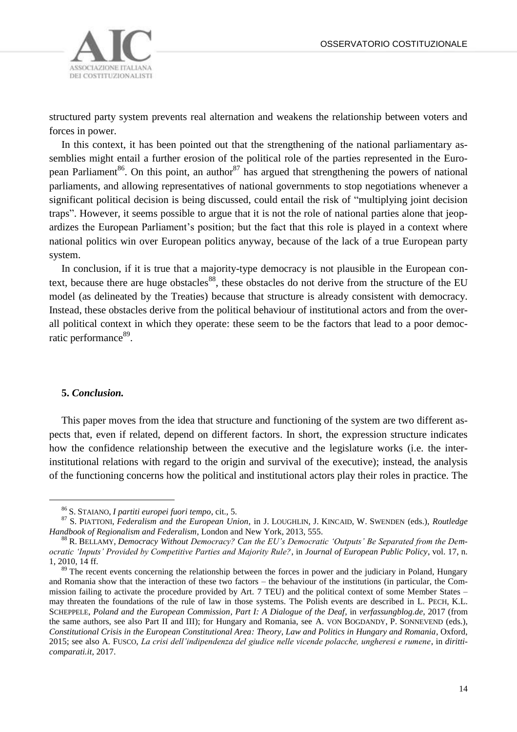structured party system prevents real alternation and weakens the relationship between voters and forces in power.

In this context, it has been pointed out that the strengthening of the national parliamentary assemblies might entail a further erosion of the political role of the parties represented in the European Parliament[86]. On this point, an author[87] has argued that strengthening the powers of national parliaments, and allowing representatives of national governments to stop negotiations whenever a significant political decision is being discussed, could entail the risk of "multiplying joint decision traps". However, it seems possible to argue that it is not the role of national parties alone that jeopardizes the European Parliament's position; but the fact that this role is played in a context where national politics win over European politics anyway, because of the lack of a true European party system.

In conclusion, if it is true that a majority-type democracy is not plausible in the European context, because there are huge obstacles[88], these obstacles do not derive from the structure of the EU model (as delineated by the Treaties) because that structure is already consistent with democracy. Instead, these obstacles derive from the political behaviour of institutional actors and from the overall political context in which they operate: these seem to be the factors that lead to a poor democratic performance[89].

## 5. *Conclusion.*

This paper moves from the idea that structure and functioning of the system are two different aspects that, even if related, depend on different factors. In short, the expression structure indicates how the confidence relationship between the executive and the legislature works (i.e. the inter-institutional relations with regard to the origin and survival of the executive); instead, the analysis of the functioning concerns how the political and institutional actors play their roles in practice. The

---

[86] S. STAIANO, *I partiti europei fuori tempo*, cit., 5.

[87] S. PIATTONI, *Federalism and the European Union*, in J. LOUGHLIN, J. KINCAID, W. SWENDEN (eds.), *Routledge Handbook of Regionalism and Federalism*, London and New York, 2013, 555.

[88] R. BELLAMY, *Democracy Without Democracy? Can the EU's Democratic 'Outputs' Be Separated from the Democratic 'Inputs' Provided by Competitive Parties and Majority Rule?*, in *Journal of European Public Policy*, vol. 17, n. 1, 2010, 14 ff.

[89] The recent events concerning the relationship between the forces in power and the judiciary in Poland, Hungary and Romania show that the interaction of these two factors – the behaviour of the institutions (in particular, the Commission failing to activate the procedure provided by Art. 7 TEU) and the political context of some Member States – may threaten the foundations of the rule of law in those systems. The Polish events are described in L. PECH, K.L. SCHEPPELE, *Poland and the European Commission, Part I: A Dialogue of the Deaf*, in *verfassungblog.de*, 2017 (from the same authors, see also Part II and III); for Hungary and Romania, see A. VON BOGDANDY, P. SONNEVEND (eds.), *Constitutional Crisis in the European Constitutional Area: Theory, Law and Politics in Hungary and Romania*, Oxford, 2015; see also A. FUSCO, *La crisi dell'indipendenza del giudice nelle vicende polacche, ungheresi e rumene*, in *diritticomparati.it*, 2017.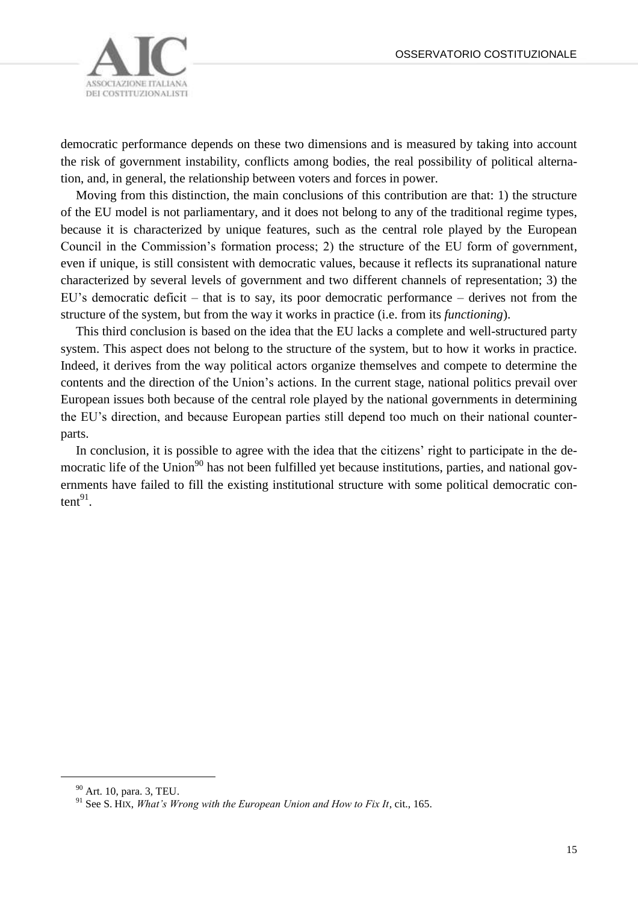democratic performance depends on these two dimensions and is measured by taking into account the risk of government instability, conflicts among bodies, the real possibility of political alternation, and, in general, the relationship between voters and forces in power.

Moving from this distinction, the main conclusions of this contribution are that: 1) the structure of the EU model is not parliamentary, and it does not belong to any of the traditional regime types, because it is characterized by unique features, such as the central role played by the European Council in the Commission's formation process; 2) the structure of the EU form of government, even if unique, is still consistent with democratic values, because it reflects its supranational nature characterized by several levels of government and two different channels of representation; 3) the EU's democratic deficit – that is to say, its poor democratic performance – derives not from the structure of the system, but from the way it works in practice (i.e. from its *functioning*).

This third conclusion is based on the idea that the EU lacks a complete and well-structured party system. This aspect does not belong to the structure of the system, but to how it works in practice. Indeed, it derives from the way political actors organize themselves and compete to determine the contents and the direction of the Union's actions. In the current stage, national politics prevail over European issues both because of the central role played by the national governments in determining the EU's direction, and because European parties still depend too much on their national counterparts.

In conclusion, it is possible to agree with the idea that the citizens' right to participate in the democratic life of the Union[90] has not been fulfilled yet because institutions, parties, and national governments have failed to fill the existing institutional structure with some political democratic content[91].

---

[90] Art. 10, para. 3, TEU.

[91] See S. HIX, *What's Wrong with the European Union and How to Fix It*, cit., 165.